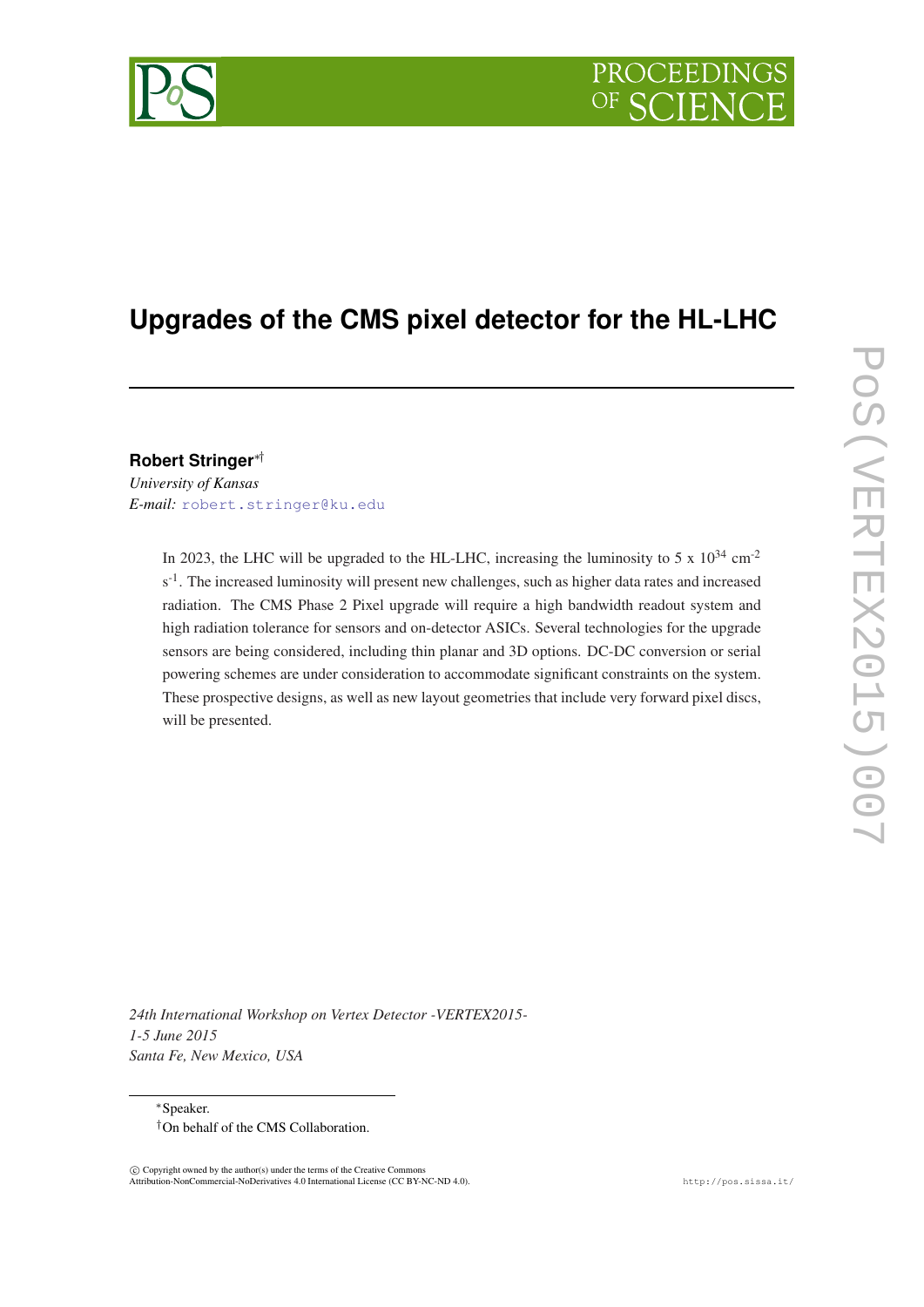# Upgrades of the CMS pixel detector for the HL-LHC

**Robert Stringer**[∗†]

*University of Kansas*

*E-mail:* robert.stringer@ku.edu

In 2023, the LHC will be upgraded to the HL-LHC, increasing the luminosity to 5 x $10^{34}$ $cm^{-2}$ $s^{-1}$. The increased luminosity will present new challenges, such as higher data rates and increased radiation. The CMS Phase 2 Pixel upgrade will require a high bandwidth readout system and high radiation tolerance for sensors and on-detector ASICs. Several technologies for the upgrade sensors are being considered, including thin planar and 3D options. DC-DC conversion or serial powering schemes are under consideration to accommodate significant constraints on the system. These prospective designs, as well as new layout geometries that include very forward pixel discs, will be presented.

*24th International Workshop on Vertex Detector -VERTEX2015-*
*1-5 June 2015*
*Santa Fe, New Mexico, USA*

∗Speaker.
†On behalf of the CMS Collaboration.

© Copyright owned by the author(s) under the terms of the Creative Commons Attribution-NonCommercial-NoDerivatives 4.0 International License (CC BY-NC-ND 4.0).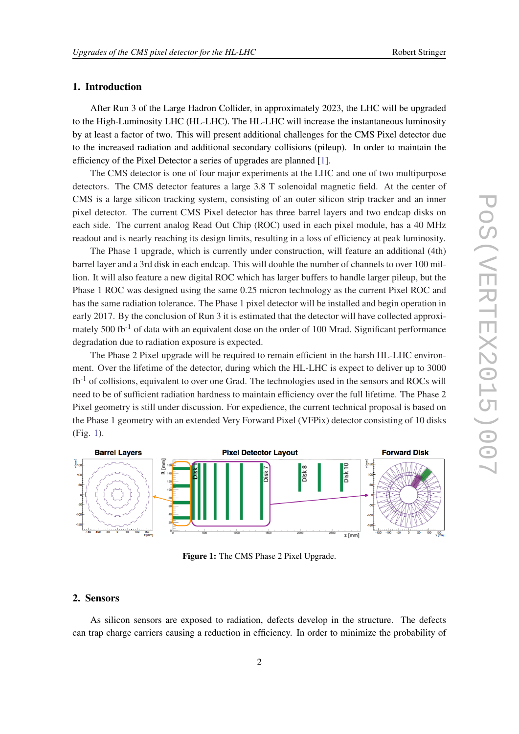## 1. Introduction

After Run 3 of the Large Hadron Collider, in approximately 2023, the LHC will be upgraded to the High-Luminosity LHC (HL-LHC). The HL-LHC will increase the instantaneous luminosity by at least a factor of two. This will present additional challenges for the CMS Pixel detector due to the increased radiation and additional secondary collisions (pileup). In order to maintain the efficiency of the Pixel Detector a series of upgrades are planned [1].

The CMS detector is one of four major experiments at the LHC and one of two multipurpose detectors. The CMS detector features a large 3.8 T solenoidal magnetic field. At the center of CMS is a large silicon tracking system, consisting of an outer silicon strip tracker and an inner pixel detector. The current CMS Pixel detector has three barrel layers and two endcap disks on each side. The current analog Read Out Chip (ROC) used in each pixel module, has a 40 MHz readout and is nearly reaching its design limits, resulting in a loss of efficiency at peak luminosity.

The Phase 1 upgrade, which is currently under construction, will feature an additional (4th) barrel layer and a 3rd disk in each endcap. This will double the number of channels to over 100 million. It will also feature a new digital ROC which has larger buffers to handle larger pileup, but the Phase 1 ROC was designed using the same 0.25 micron technology as the current Pixel ROC and has the same radiation tolerance. The Phase 1 pixel detector will be installed and begin operation in early 2017. By the conclusion of Run 3 it is estimated that the detector will have collected approximately 500 $fb^{-1}$ of data with an equivalent dose on the order of 100 Mrad. Significant performance degradation due to radiation exposure is expected.

The Phase 2 Pixel upgrade will be required to remain efficient in the harsh HL-LHC environment. Over the lifetime of the detector, during which the HL-LHC is expect to deliver up to 3000 $fb^{-1}$ of collisions, equivalent to over one Grad. The technologies used in the sensors and ROCs will need to be of sufficient radiation hardness to maintain efficiency over the full lifetime. The Phase 2 Pixel geometry is still under discussion. For expedience, the current technical proposal is based on the Phase 1 geometry with an extended Very Forward Pixel (VFPix) detector consisting of 10 disks (Fig. 1).

**Figure 1:** The CMS Phase 2 Pixel Upgrade.

## 2. Sensors

As silicon sensors are exposed to radiation, defects develop in the structure. The defects can trap charge carriers causing a reduction in efficiency. In order to minimize the probability of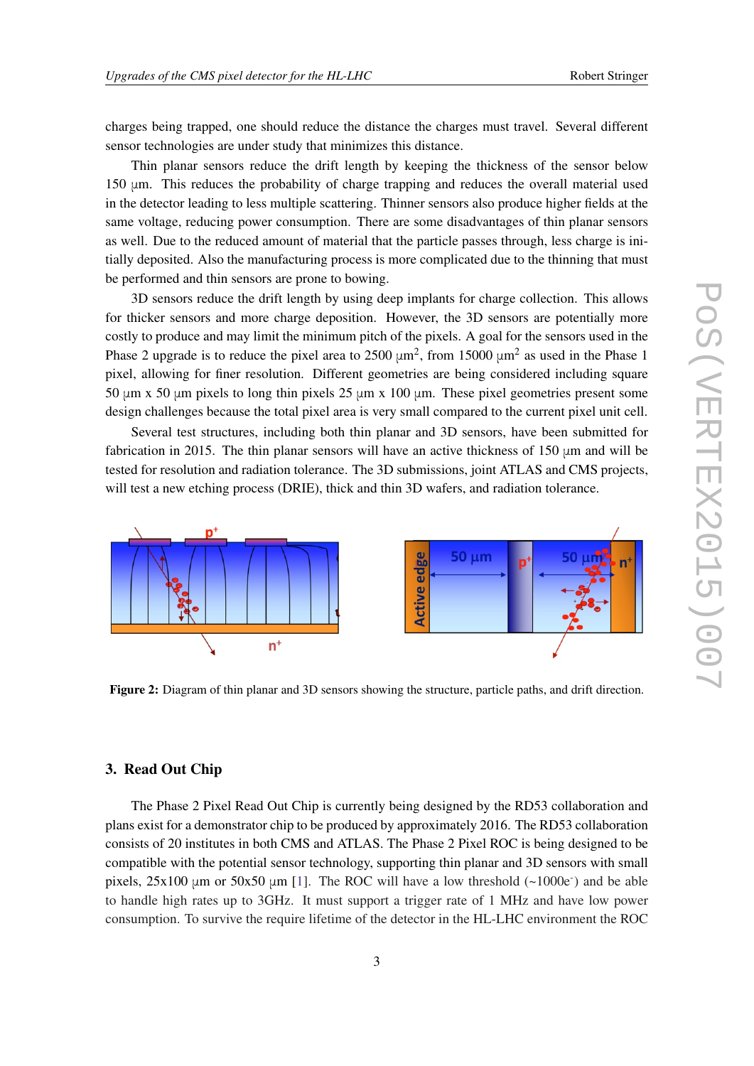charges being trapped, one should reduce the distance the charges must travel. Several different sensor technologies are under study that minimizes this distance.

Thin planar sensors reduce the drift length by keeping the thickness of the sensor below 150 μm. This reduces the probability of charge trapping and reduces the overall material used in the detector leading to less multiple scattering. Thinner sensors also produce higher fields at the same voltage, reducing power consumption. There are some disadvantages of thin planar sensors as well. Due to the reduced amount of material that the particle passes through, less charge is initially deposited. Also the manufacturing process is more complicated due to the thinning that must be performed and thin sensors are prone to bowing.

3D sensors reduce the drift length by using deep implants for charge collection. This allows for thicker sensors and more charge deposition. However, the 3D sensors are potentially more costly to produce and may limit the minimum pitch of the pixels. A goal for the sensors used in the Phase 2 upgrade is to reduce the pixel area to 2500 $\mu m^2$, from 15000 $\mu m^2$ as used in the Phase 1 pixel, allowing for finer resolution. Different geometries are being considered including square 50 μm x 50 μm pixels to long thin pixels 25 μm x 100 μm. These pixel geometries present some design challenges because the total pixel area is very small compared to the current pixel unit cell.

Several test structures, including both thin planar and 3D sensors, have been submitted for fabrication in 2015. The thin planar sensors will have an active thickness of 150 μm and will be tested for resolution and radiation tolerance. The 3D submissions, joint ATLAS and CMS projects, will test a new etching process (DRIE), thick and thin 3D wafers, and radiation tolerance.

**Figure 2:** Diagram of thin planar and 3D sensors showing the structure, particle paths, and drift direction.

## 3. Read Out Chip

The Phase 2 Pixel Read Out Chip is currently being designed by the RD53 collaboration and plans exist for a demonstrator chip to be produced by approximately 2016. The RD53 collaboration consists of 20 institutes in both CMS and ATLAS. The Phase 2 Pixel ROC is being designed to be compatible with the potential sensor technology, supporting thin planar and 3D sensors with small pixels, 25x100 μm or 50x50 μm [1]. The ROC will have a low threshold (~1000e$^-$) and be able to handle high rates up to 3GHz. It must support a trigger rate of 1 MHz and have low power consumption. To survive the require lifetime of the detector in the HL-LHC environment the ROC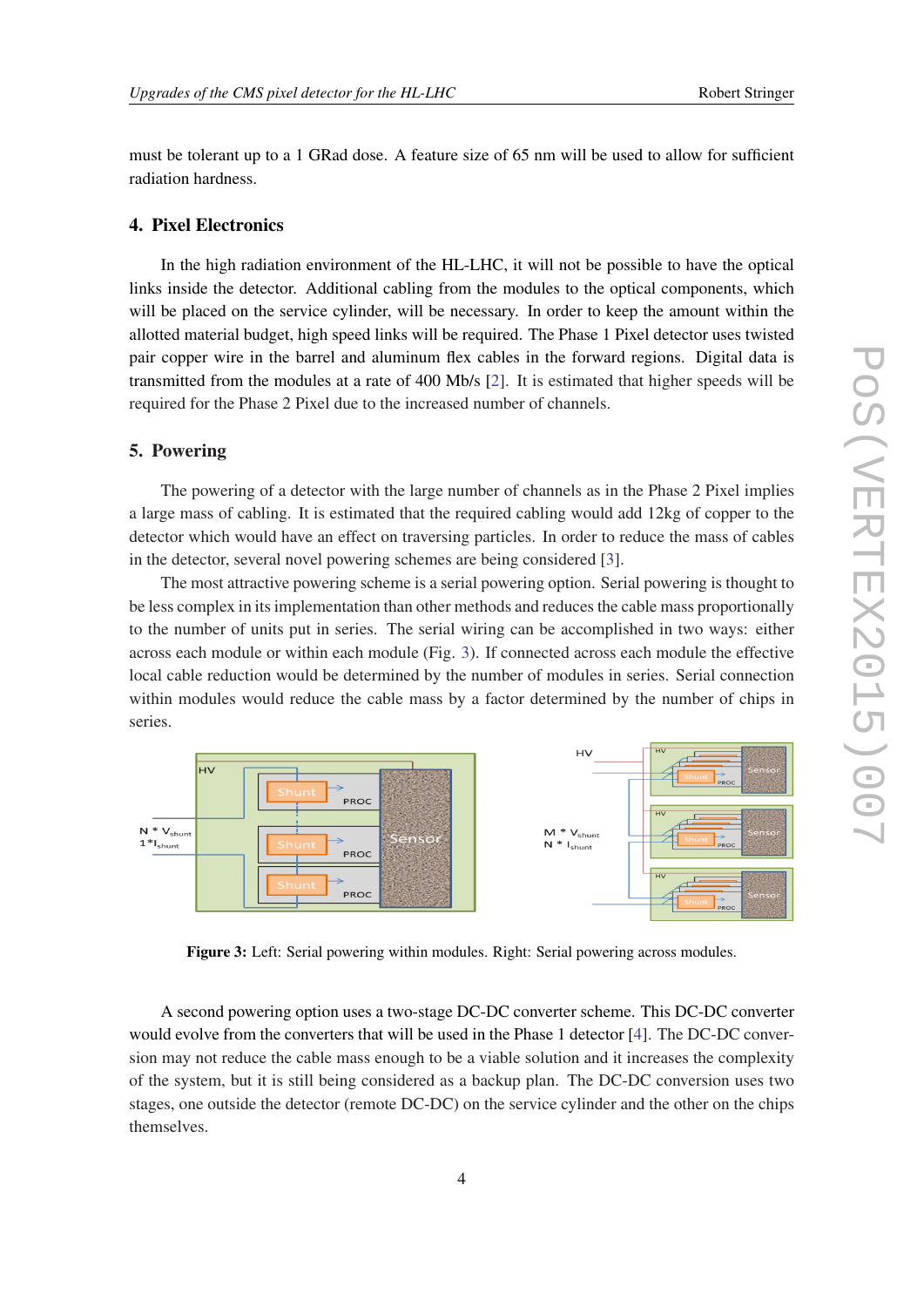must be tolerant up to a 1 GRad dose. A feature size of 65 nm will be used to allow for sufficient radiation hardness.

## 4. Pixel Electronics

In the high radiation environment of the HL-LHC, it will not be possible to have the optical links inside the detector. Additional cabling from the modules to the optical components, which will be placed on the service cylinder, will be necessary. In order to keep the amount within the allotted material budget, high speed links will be required. The Phase 1 Pixel detector uses twisted pair copper wire in the barrel and aluminum flex cables in the forward regions. Digital data is transmitted from the modules at a rate of 400 Mb/s [2]. It is estimated that higher speeds will be required for the Phase 2 Pixel due to the increased number of channels.

## 5. Powering

The powering of a detector with the large number of channels as in the Phase 2 Pixel implies a large mass of cabling. It is estimated that the required cabling would add 12kg of copper to the detector which would have an effect on traversing particles. In order to reduce the mass of cables in the detector, several novel powering schemes are being considered [3].

The most attractive powering scheme is a serial powering option. Serial powering is thought to be less complex in its implementation than other methods and reduces the cable mass proportionally to the number of units put in series. The serial wiring can be accomplished in two ways: either across each module or within each module (Fig. 3). If connected across each module the effective local cable reduction would be determined by the number of modules in series. Serial connection within modules would reduce the cable mass by a factor determined by the number of chips in series.

**Figure 3:** Left: Serial powering within modules. Right: Serial powering across modules.

A second powering option uses a two-stage DC-DC converter scheme. This DC-DC converter would evolve from the converters that will be used in the Phase 1 detector [4]. The DC-DC conversion may not reduce the cable mass enough to be a viable solution and it increases the complexity of the system, but it is still being considered as a backup plan. The DC-DC conversion uses two stages, one outside the detector (remote DC-DC) on the service cylinder and the other on the chips themselves.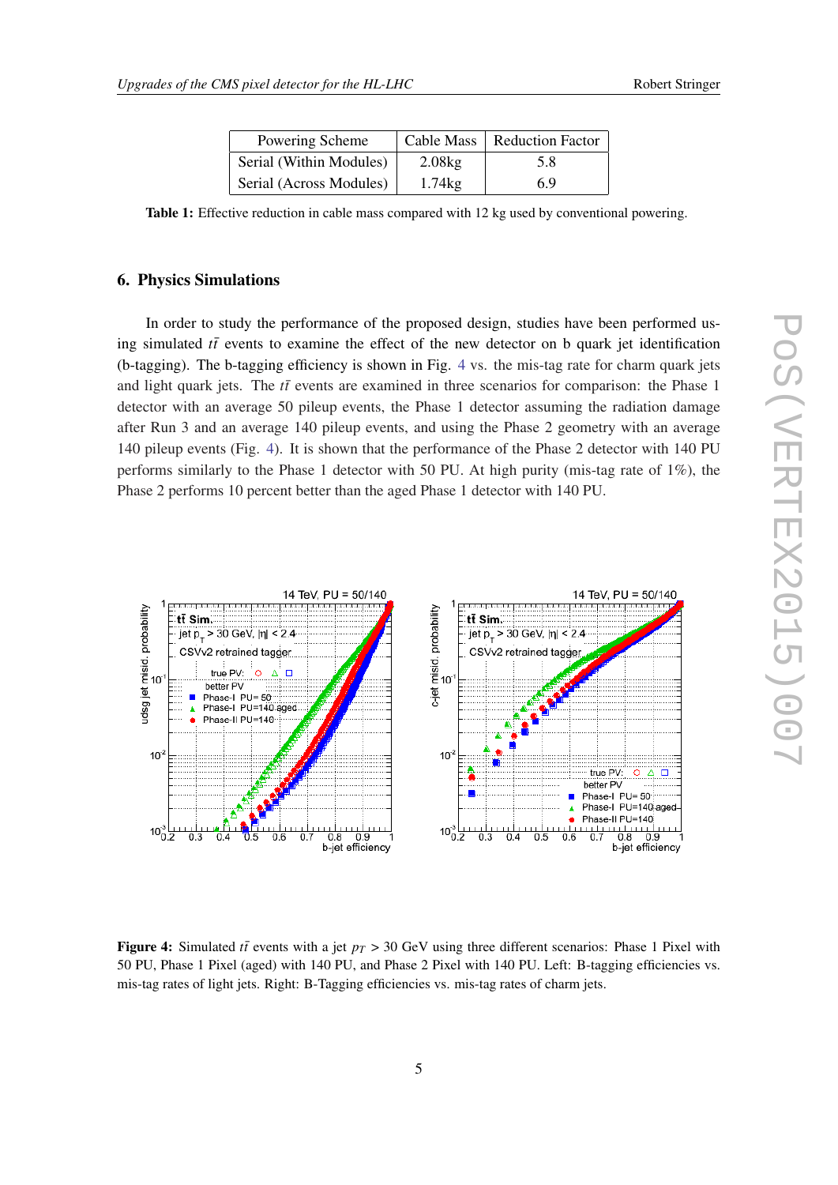| Powering Scheme | Cable Mass | Reduction Factor |
|---|---|---|
| Serial (Within Modules) | 2.08kg | 5.8 |
| Serial (Across Modules) | 1.74kg | 6.9 |

**Table 1:** Effective reduction in cable mass compared with 12 kg used by conventional powering.

## 6. Physics Simulations

In order to study the performance of the proposed design, studies have been performed using simulated $t\bar{t}$ events to examine the effect of the new detector on b quark jet identification (b-tagging). The b-tagging efficiency is shown in Fig. 4 vs. the mis-tag rate for charm quark jets and light quark jets. The $t\bar{t}$ events are examined in three scenarios for comparison: the Phase 1 detector with an average 50 pileup events, the Phase 1 detector assuming the radiation damage after Run 3 and an average 140 pileup events, and using the Phase 2 geometry with an average 140 pileup events (Fig. 4). It is shown that the performance of the Phase 2 detector with 140 PU performs similarly to the Phase 1 detector with 50 PU. At high purity (mis-tag rate of 1%), the Phase 2 performs 10 percent better than the aged Phase 1 detector with 140 PU.

**Figure 4:** Simulated $t\bar{t}$ events with a jet $p_T > 30$ GeV using three different scenarios: Phase 1 Pixel with 50 PU, Phase 1 Pixel (aged) with 140 PU, and Phase 2 Pixel with 140 PU. Left: B-tagging efficiencies vs. mis-tag rates of light jets. Right: B-Tagging efficiencies vs. mis-tag rates of charm jets.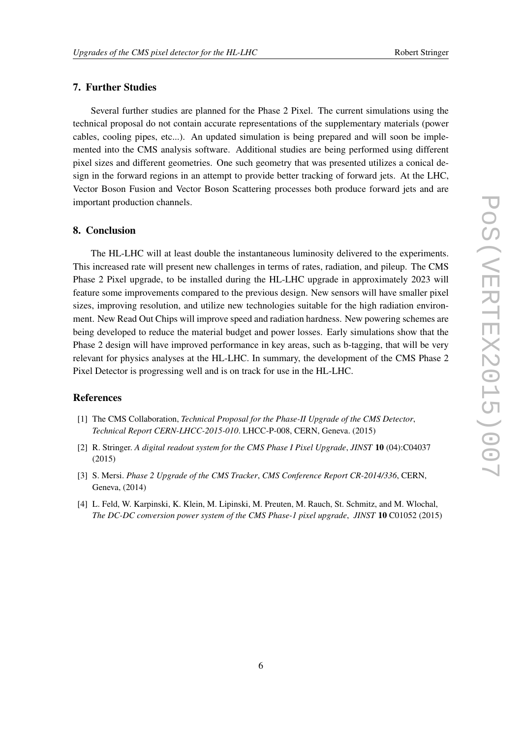## 7. Further Studies

Several further studies are planned for the Phase 2 Pixel. The current simulations using the technical proposal do not contain accurate representations of the supplementary materials (power cables, cooling pipes, etc...). An updated simulation is being prepared and will soon be implemented into the CMS analysis software. Additional studies are being performed using different pixel sizes and different geometries. One such geometry that was presented utilizes a conical design in the forward regions in an attempt to provide better tracking of forward jets. At the LHC, Vector Boson Fusion and Vector Boson Scattering processes both produce forward jets and are important production channels.

## 8. Conclusion

The HL-LHC will at least double the instantaneous luminosity delivered to the experiments. This increased rate will present new challenges in terms of rates, radiation, and pileup. The CMS Phase 2 Pixel upgrade, to be installed during the HL-LHC upgrade in approximately 2023 will feature some improvements compared to the previous design. New sensors will have smaller pixel sizes, improving resolution, and utilize new technologies suitable for the high radiation environment. New Read Out Chips will improve speed and radiation hardness. New powering schemes are being developed to reduce the material budget and power losses. Early simulations show that the Phase 2 design will have improved performance in key areas, such as b-tagging, that will be very relevant for physics analyses at the HL-LHC. In summary, the development of the CMS Phase 2 Pixel Detector is progressing well and is on track for use in the HL-LHC.

## References

[1] The CMS Collaboration, *Technical Proposal for the Phase-II Upgrade of the CMS Detector*, *Technical Report CERN-LHCC-2015-010*. LHCC-P-008, CERN, Geneva. (2015)

[2] R. Stringer. *A digital readout system for the CMS Phase I Pixel Upgrade*, *JINST* **10** (04):C04037 (2015)

[3] S. Mersi. *Phase 2 Upgrade of the CMS Tracker*, *CMS Conference Report CR-2014/336*, CERN, Geneva, (2014)

[4] L. Feld, W. Karpinski, K. Klein, M. Lipinski, M. Preuten, M. Rauch, St. Schmitz, and M. Wlochal, *The DC-DC conversion power system of the CMS Phase-1 pixel upgrade*, *JINST* **10** C01052 (2015)